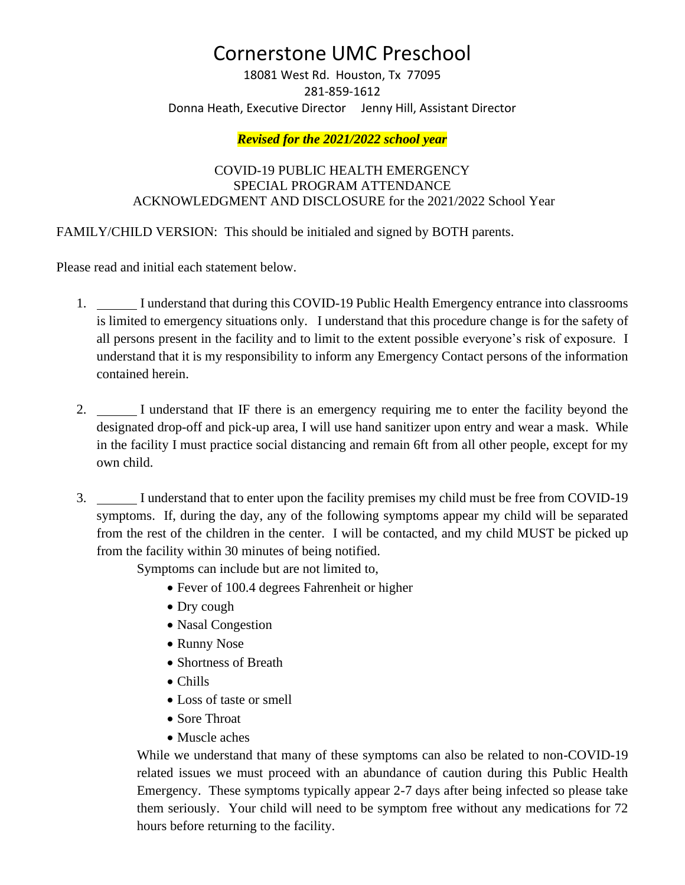# Cornerstone UMC Preschool

18081 West Rd. Houston, Tx 77095
281-859-1612
Donna Heath, Executive Director     Jenny Hill, Assistant Director

***Revised for the 2021/2022 school year***

COVID-19 PUBLIC HEALTH EMERGENCY
SPECIAL PROGRAM ATTENDANCE
ACKNOWLEDGMENT AND DISCLOSURE for the 2021/2022 School Year

FAMILY/CHILD VERSION: This should be initialed and signed by BOTH parents.

Please read and initial each statement below.

1. ______ I understand that during this COVID-19 Public Health Emergency entrance into classrooms is limited to emergency situations only. I understand that this procedure change is for the safety of all persons present in the facility and to limit to the extent possible everyone's risk of exposure. I understand that it is my responsibility to inform any Emergency Contact persons of the information contained herein.

2. ______ I understand that IF there is an emergency requiring me to enter the facility beyond the designated drop-off and pick-up area, I will use hand sanitizer upon entry and wear a mask. While in the facility I must practice social distancing and remain 6ft from all other people, except for my own child.

3. ______ I understand that to enter upon the facility premises my child must be free from COVID-19 symptoms. If, during the day, any of the following symptoms appear my child will be separated from the rest of the children in the center. I will be contacted, and my child MUST be picked up from the facility within 30 minutes of being notified.

   Symptoms can include but are not limited to,

   - Fever of 100.4 degrees Fahrenheit or higher
   - Dry cough
   - Nasal Congestion
   - Runny Nose
   - Shortness of Breath
   - Chills
   - Loss of taste or smell
   - Sore Throat
   - Muscle aches

   While we understand that many of these symptoms can also be related to non-COVID-19 related issues we must proceed with an abundance of caution during this Public Health Emergency. These symptoms typically appear 2-7 days after being infected so please take them seriously. Your child will need to be symptom free without any medications for 72 hours before returning to the facility.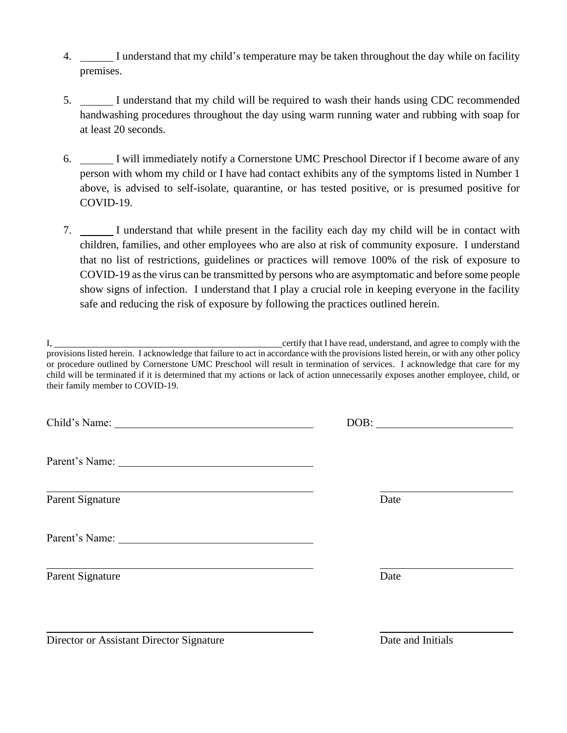4. ______ I understand that my child's temperature may be taken throughout the day while on facility premises.

5. ______ I understand that my child will be required to wash their hands using CDC recommended handwashing procedures throughout the day using warm running water and rubbing with soap for at least 20 seconds.

6. ______ I will immediately notify a Cornerstone UMC Preschool Director if I become aware of any person with whom my child or I have had contact exhibits any of the symptoms listed in Number 1 above, is advised to self-isolate, quarantine, or has tested positive, or is presumed positive for COVID-19.

7. ______ I understand that while present in the facility each day my child will be in contact with children, families, and other employees who are also at risk of community exposure. I understand that no list of restrictions, guidelines or practices will remove 100% of the risk of exposure to COVID-19 as the virus can be transmitted by persons who are asymptomatic and before some people show signs of infection. I understand that I play a crucial role in keeping everyone in the facility safe and reducing the risk of exposure by following the practices outlined herein.

I, ________________________________________ certify that I have read, understand, and agree to comply with the provisions listed herein. I acknowledge that failure to act in accordance with the provisions listed herein, or with any other policy or procedure outlined by Cornerstone UMC Preschool will result in termination of services. I acknowledge that care for my child will be terminated if it is determined that my actions or lack of action unnecessarily exposes another employee, child, or their family member to COVID-19.

Child's Name: ______________________________ DOB: ____________________

Parent's Name: ______________________________

______________________________ ____________________
Parent Signature Date

Parent's Name: ______________________________

______________________________ ____________________
Parent Signature Date

______________________________ ____________________
Director or Assistant Director Signature Date and Initials